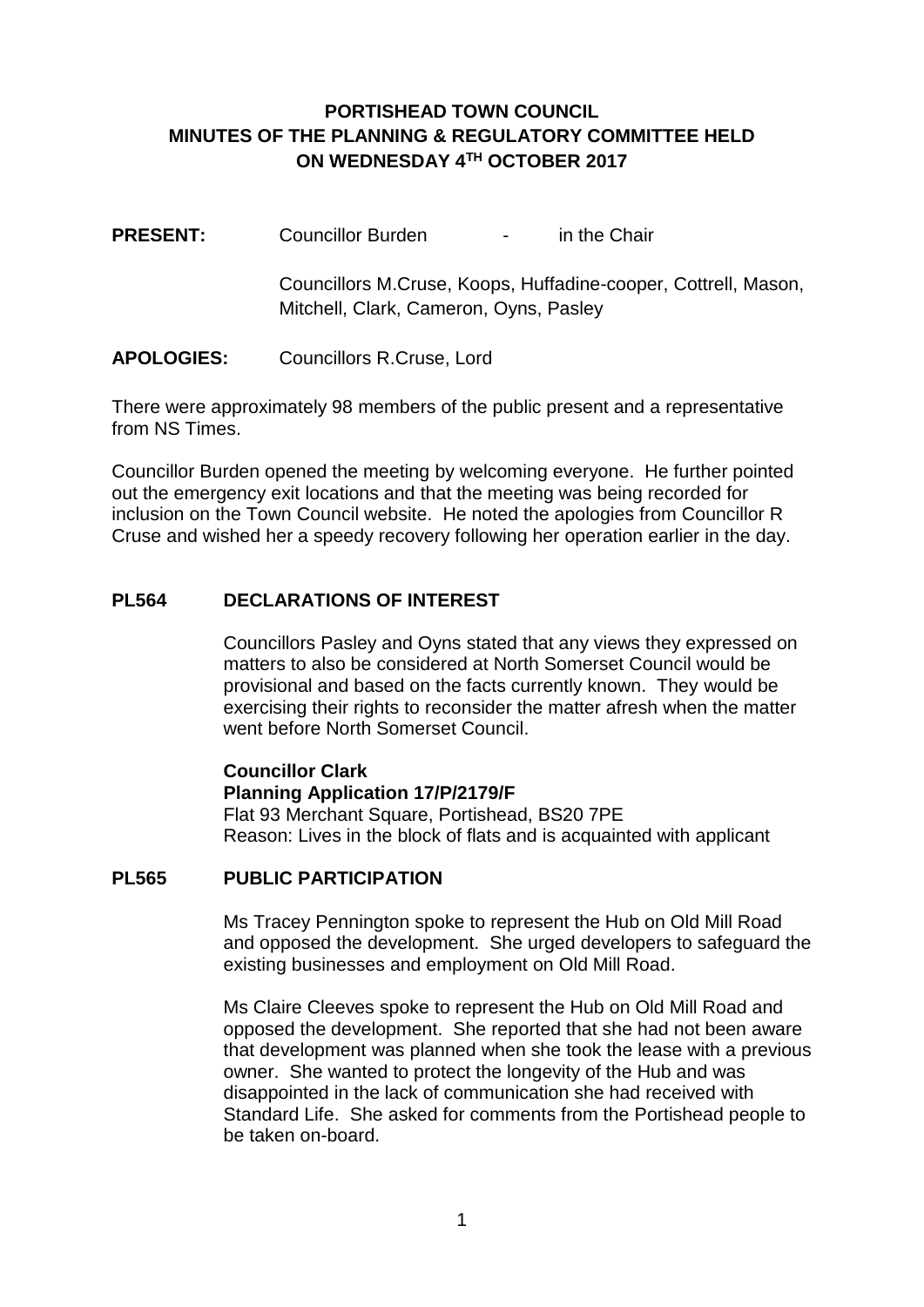# PORTISHEAD TOWN COUNCIL
# MINUTES OF THE PLANNING & REGULATORY COMMITTEE HELD ON WEDNESDAY 4TH OCTOBER 2017

**PRESENT:** Councillor Burden - in the Chair

Councillors M.Cruse, Koops, Huffadine-cooper, Cottrell, Mason, Mitchell, Clark, Cameron, Oyns, Pasley

**APOLOGIES:** Councillors R.Cruse, Lord

There were approximately 98 members of the public present and a representative from NS Times.

Councillor Burden opened the meeting by welcoming everyone. He further pointed out the emergency exit locations and that the meeting was being recorded for inclusion on the Town Council website. He noted the apologies from Councillor R Cruse and wished her a speedy recovery following her operation earlier in the day.

## PL564 DECLARATIONS OF INTEREST

Councillors Pasley and Oyns stated that any views they expressed on matters to also be considered at North Somerset Council would be provisional and based on the facts currently known. They would be exercising their rights to reconsider the matter afresh when the matter went before North Somerset Council.

**Councillor Clark**
**Planning Application 17/P/2179/F**
Flat 93 Merchant Square, Portishead, BS20 7PE
Reason: Lives in the block of flats and is acquainted with applicant

## PL565 PUBLIC PARTICIPATION

Ms Tracey Pennington spoke to represent the Hub on Old Mill Road and opposed the development. She urged developers to safeguard the existing businesses and employment on Old Mill Road.

Ms Claire Cleeves spoke to represent the Hub on Old Mill Road and opposed the development. She reported that she had not been aware that development was planned when she took the lease with a previous owner. She wanted to protect the longevity of the Hub and was disappointed in the lack of communication she had received with Standard Life. She asked for comments from the Portishead people to be taken on-board.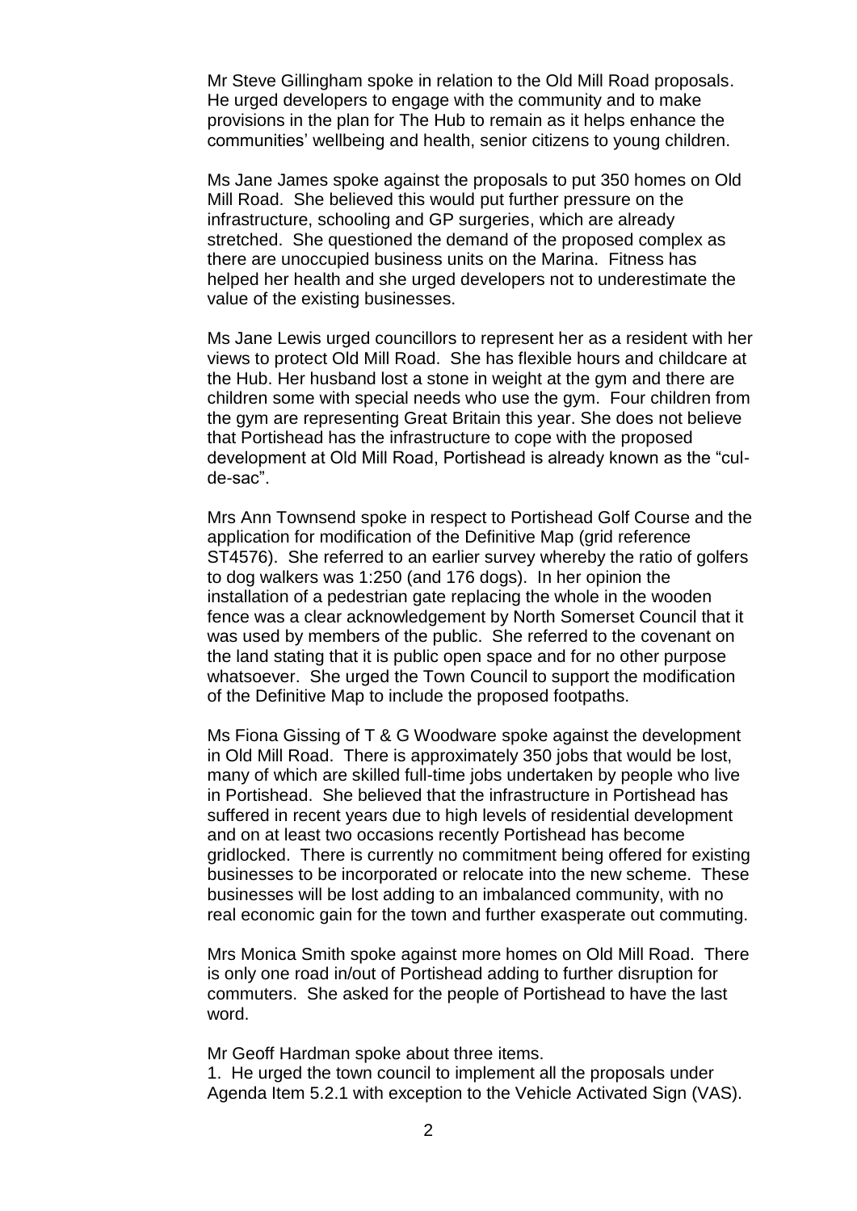Mr Steve Gillingham spoke in relation to the Old Mill Road proposals. He urged developers to engage with the community and to make provisions in the plan for The Hub to remain as it helps enhance the communities' wellbeing and health, senior citizens to young children.

Ms Jane James spoke against the proposals to put 350 homes on Old Mill Road. She believed this would put further pressure on the infrastructure, schooling and GP surgeries, which are already stretched. She questioned the demand of the proposed complex as there are unoccupied business units on the Marina. Fitness has helped her health and she urged developers not to underestimate the value of the existing businesses.

Ms Jane Lewis urged councillors to represent her as a resident with her views to protect Old Mill Road. She has flexible hours and childcare at the Hub. Her husband lost a stone in weight at the gym and there are children some with special needs who use the gym. Four children from the gym are representing Great Britain this year. She does not believe that Portishead has the infrastructure to cope with the proposed development at Old Mill Road, Portishead is already known as the "cul-de-sac".

Mrs Ann Townsend spoke in respect to Portishead Golf Course and the application for modification of the Definitive Map (grid reference ST4576). She referred to an earlier survey whereby the ratio of golfers to dog walkers was 1:250 (and 176 dogs). In her opinion the installation of a pedestrian gate replacing the whole in the wooden fence was a clear acknowledgement by North Somerset Council that it was used by members of the public. She referred to the covenant on the land stating that it is public open space and for no other purpose whatsoever. She urged the Town Council to support the modification of the Definitive Map to include the proposed footpaths.

Ms Fiona Gissing of T & G Woodware spoke against the development in Old Mill Road. There is approximately 350 jobs that would be lost, many of which are skilled full-time jobs undertaken by people who live in Portishead. She believed that the infrastructure in Portishead has suffered in recent years due to high levels of residential development and on at least two occasions recently Portishead has become gridlocked. There is currently no commitment being offered for existing businesses to be incorporated or relocate into the new scheme. These businesses will be lost adding to an imbalanced community, with no real economic gain for the town and further exasperate out commuting.

Mrs Monica Smith spoke against more homes on Old Mill Road. There is only one road in/out of Portishead adding to further disruption for commuters. She asked for the people of Portishead to have the last word.

Mr Geoff Hardman spoke about three items.

1. He urged the town council to implement all the proposals under Agenda Item 5.2.1 with exception to the Vehicle Activated Sign (VAS).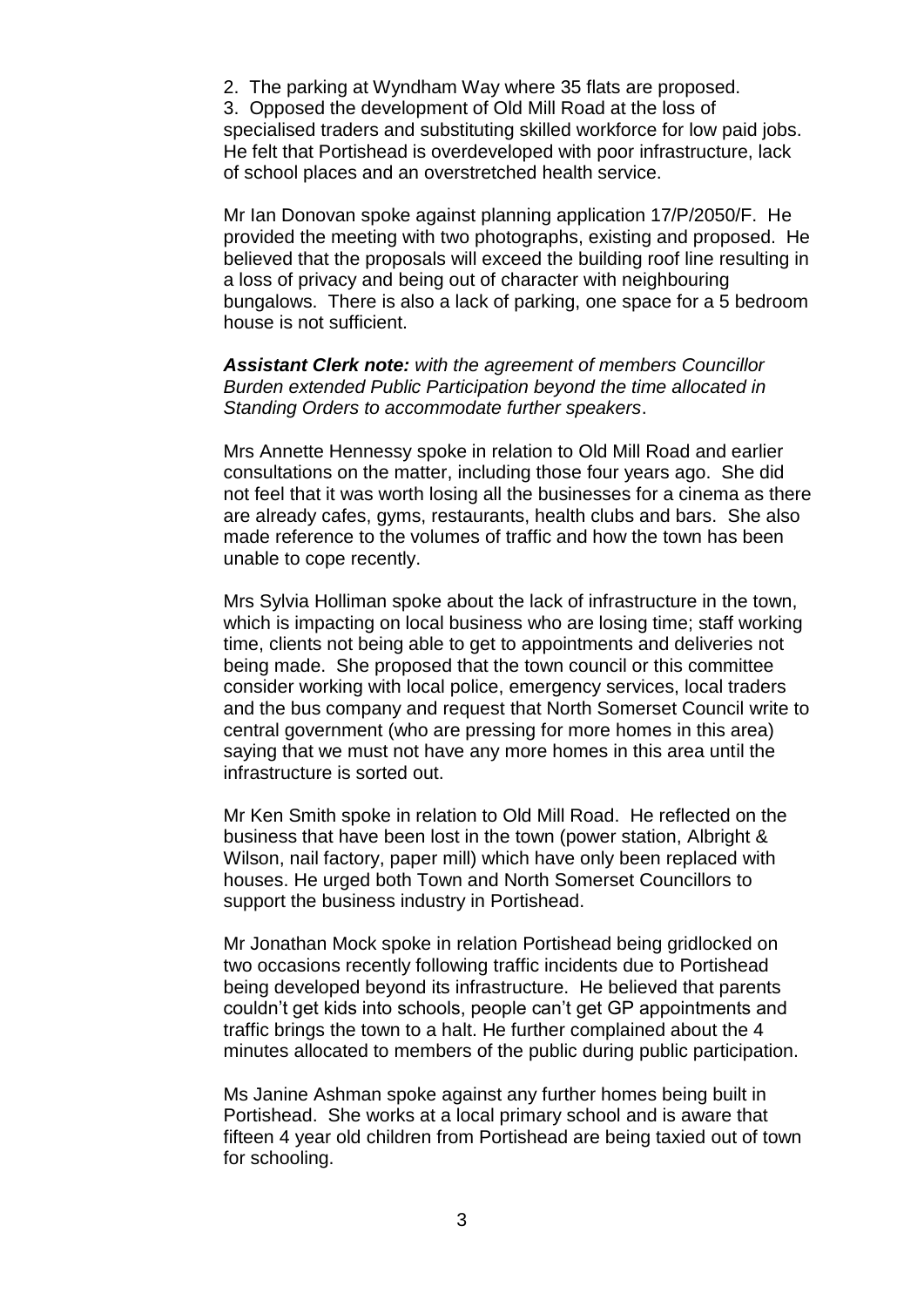2. The parking at Wyndham Way where 35 flats are proposed.
3. Opposed the development of Old Mill Road at the loss of specialised traders and substituting skilled workforce for low paid jobs. He felt that Portishead is overdeveloped with poor infrastructure, lack of school places and an overstretched health service.

Mr Ian Donovan spoke against planning application 17/P/2050/F. He provided the meeting with two photographs, existing and proposed. He believed that the proposals will exceed the building roof line resulting in a loss of privacy and being out of character with neighbouring bungalows. There is also a lack of parking, one space for a 5 bedroom house is not sufficient.

***Assistant Clerk note:*** *with the agreement of members Councillor Burden extended Public Participation beyond the time allocated in Standing Orders to accommodate further speakers*.

Mrs Annette Hennessy spoke in relation to Old Mill Road and earlier consultations on the matter, including those four years ago. She did not feel that it was worth losing all the businesses for a cinema as there are already cafes, gyms, restaurants, health clubs and bars. She also made reference to the volumes of traffic and how the town has been unable to cope recently.

Mrs Sylvia Holliman spoke about the lack of infrastructure in the town, which is impacting on local business who are losing time; staff working time, clients not being able to get to appointments and deliveries not being made. She proposed that the town council or this committee consider working with local police, emergency services, local traders and the bus company and request that North Somerset Council write to central government (who are pressing for more homes in this area) saying that we must not have any more homes in this area until the infrastructure is sorted out.

Mr Ken Smith spoke in relation to Old Mill Road. He reflected on the business that have been lost in the town (power station, Albright & Wilson, nail factory, paper mill) which have only been replaced with houses. He urged both Town and North Somerset Councillors to support the business industry in Portishead.

Mr Jonathan Mock spoke in relation Portishead being gridlocked on two occasions recently following traffic incidents due to Portishead being developed beyond its infrastructure. He believed that parents couldn't get kids into schools, people can't get GP appointments and traffic brings the town to a halt. He further complained about the 4 minutes allocated to members of the public during public participation.

Ms Janine Ashman spoke against any further homes being built in Portishead. She works at a local primary school and is aware that fifteen 4 year old children from Portishead are being taxied out of town for schooling.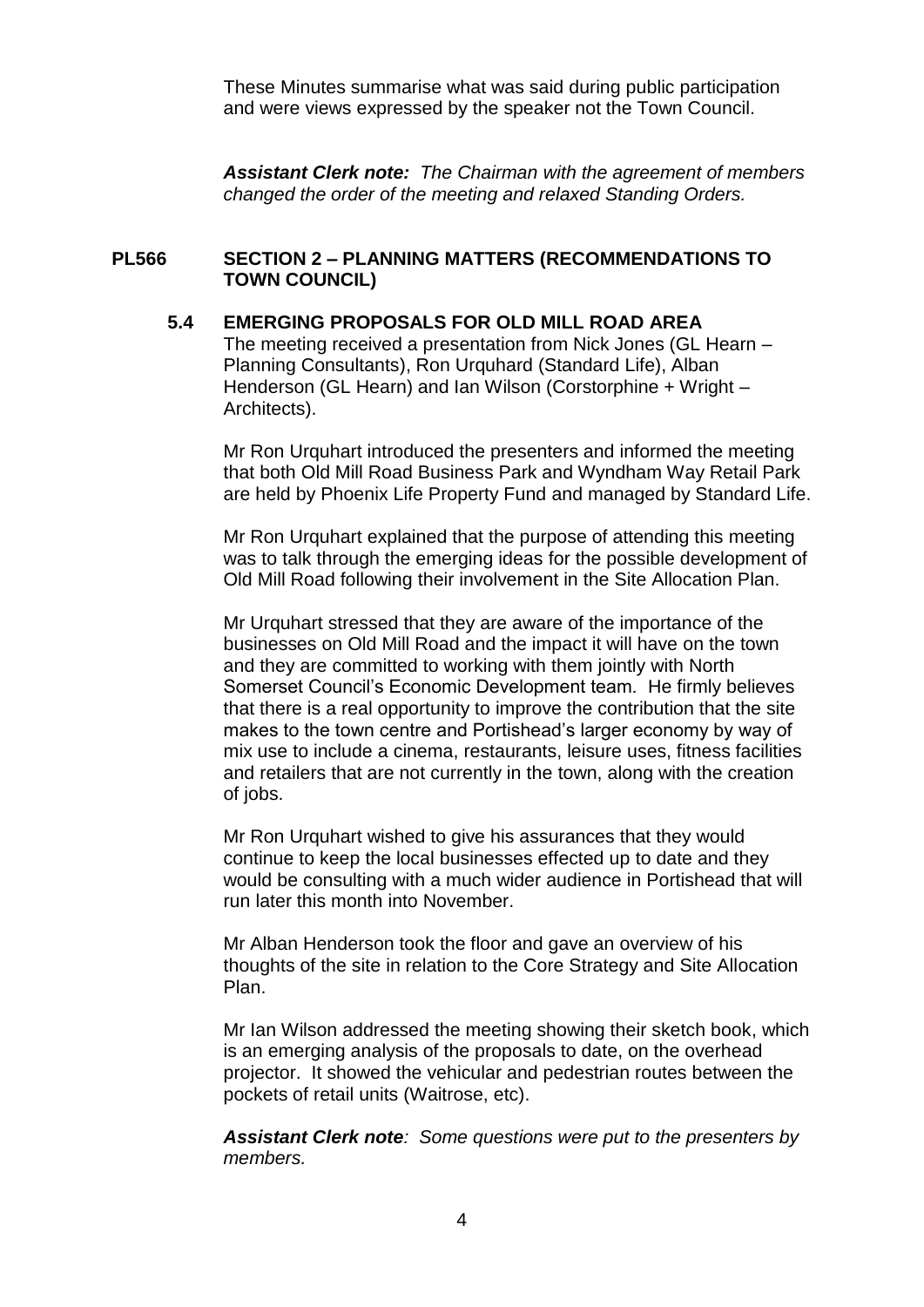These Minutes summarise what was said during public participation and were views expressed by the speaker not the Town Council.

***Assistant Clerk note:*** *The Chairman with the agreement of members changed the order of the meeting and relaxed Standing Orders.*

## PL566 SECTION 2 – PLANNING MATTERS (RECOMMENDATIONS TO TOWN COUNCIL)

### 5.4 EMERGING PROPOSALS FOR OLD MILL ROAD AREA

The meeting received a presentation from Nick Jones (GL Hearn – Planning Consultants), Ron Urquhard (Standard Life), Alban Henderson (GL Hearn) and Ian Wilson (Corstorphine + Wright – Architects).

Mr Ron Urquhart introduced the presenters and informed the meeting that both Old Mill Road Business Park and Wyndham Way Retail Park are held by Phoenix Life Property Fund and managed by Standard Life.

Mr Ron Urquhart explained that the purpose of attending this meeting was to talk through the emerging ideas for the possible development of Old Mill Road following their involvement in the Site Allocation Plan.

Mr Urquhart stressed that they are aware of the importance of the businesses on Old Mill Road and the impact it will have on the town and they are committed to working with them jointly with North Somerset Council's Economic Development team. He firmly believes that there is a real opportunity to improve the contribution that the site makes to the town centre and Portishead's larger economy by way of mix use to include a cinema, restaurants, leisure uses, fitness facilities and retailers that are not currently in the town, along with the creation of jobs.

Mr Ron Urquhart wished to give his assurances that they would continue to keep the local businesses effected up to date and they would be consulting with a much wider audience in Portishead that will run later this month into November.

Mr Alban Henderson took the floor and gave an overview of his thoughts of the site in relation to the Core Strategy and Site Allocation Plan.

Mr Ian Wilson addressed the meeting showing their sketch book, which is an emerging analysis of the proposals to date, on the overhead projector. It showed the vehicular and pedestrian routes between the pockets of retail units (Waitrose, etc).

***Assistant Clerk note****: Some questions were put to the presenters by members.*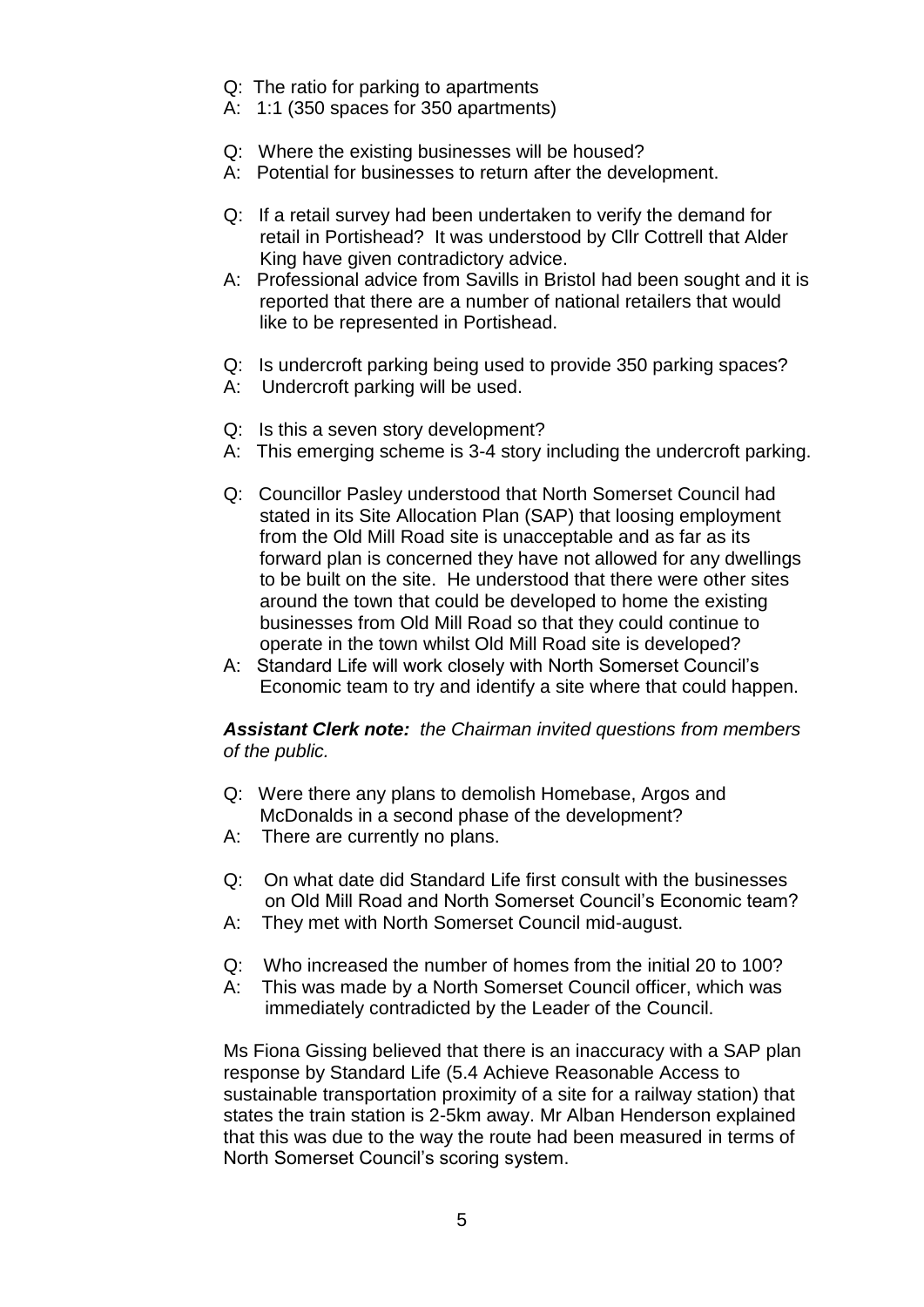Q: The ratio for parking to apartments
A: 1:1 (350 spaces for 350 apartments)

Q: Where the existing businesses will be housed?
A: Potential for businesses to return after the development.

Q: If a retail survey had been undertaken to verify the demand for retail in Portishead? It was understood by Cllr Cottrell that Alder King have given contradictory advice.
A: Professional advice from Savills in Bristol had been sought and it is reported that there are a number of national retailers that would like to be represented in Portishead.

Q: Is undercroft parking being used to provide 350 parking spaces?
A: Undercroft parking will be used.

Q: Is this a seven story development?
A: This emerging scheme is 3-4 story including the undercroft parking.

Q: Councillor Pasley understood that North Somerset Council had stated in its Site Allocation Plan (SAP) that loosing employment from the Old Mill Road site is unacceptable and as far as its forward plan is concerned they have not allowed for any dwellings to be built on the site. He understood that there were other sites around the town that could be developed to home the existing businesses from Old Mill Road so that they could continue to operate in the town whilst Old Mill Road site is developed?
A: Standard Life will work closely with North Somerset Council's Economic team to try and identify a site where that could happen.

***Assistant Clerk note:*** *the Chairman invited questions from members of the public.*

Q: Were there any plans to demolish Homebase, Argos and McDonalds in a second phase of the development?
A: There are currently no plans.

Q: On what date did Standard Life first consult with the businesses on Old Mill Road and North Somerset Council's Economic team?
A: They met with North Somerset Council mid-august.

Q: Who increased the number of homes from the initial 20 to 100?
A: This was made by a North Somerset Council officer, which was immediately contradicted by the Leader of the Council.

Ms Fiona Gissing believed that there is an inaccuracy with a SAP plan response by Standard Life (5.4 Achieve Reasonable Access to sustainable transportation proximity of a site for a railway station) that states the train station is 2-5km away. Mr Alban Henderson explained that this was due to the way the route had been measured in terms of North Somerset Council's scoring system.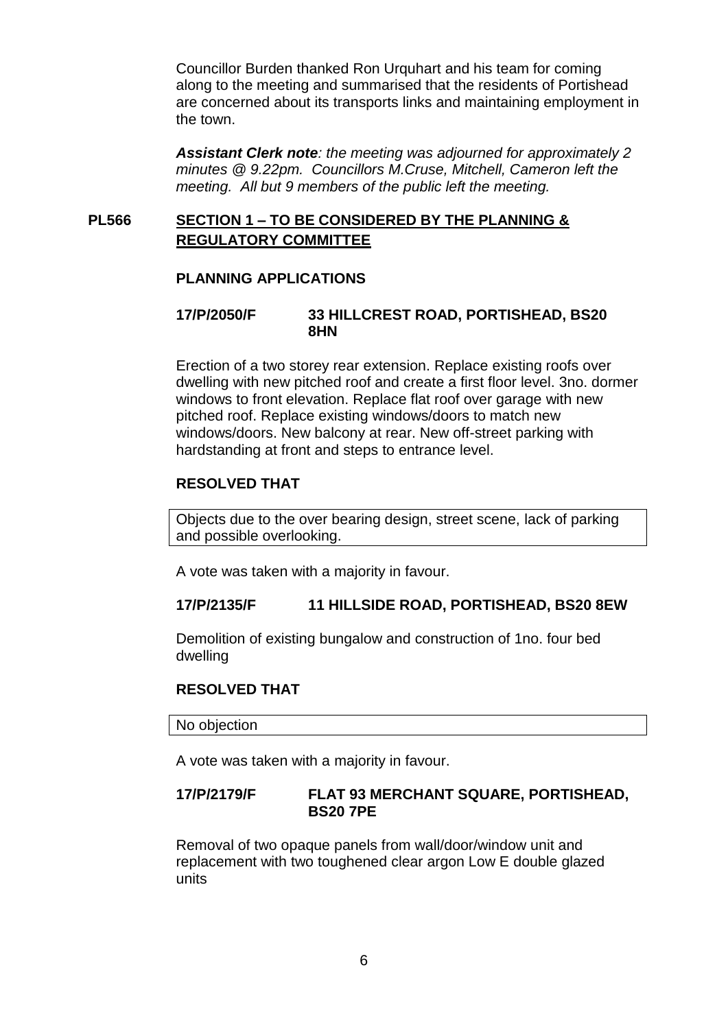Councillor Burden thanked Ron Urquhart and his team for coming along to the meeting and summarised that the residents of Portishead are concerned about its transports links and maintaining employment in the town.

***Assistant Clerk note**: the meeting was adjourned for approximately 2 minutes @ 9.22pm. Councillors M.Cruse, Mitchell, Cameron left the meeting. All but 9 members of the public left the meeting.*

## PL566 SECTION 1 – TO BE CONSIDERED BY THE PLANNING & REGULATORY COMMITTEE

### PLANNING APPLICATIONS

**17/P/2050/F 33 HILLCREST ROAD, PORTISHEAD, BS20 8HN**

Erection of a two storey rear extension. Replace existing roofs over dwelling with new pitched roof and create a first floor level. 3no. dormer windows to front elevation. Replace flat roof over garage with new pitched roof. Replace existing windows/doors to match new windows/doors. New balcony at rear. New off-street parking with hardstanding at front and steps to entrance level.

**RESOLVED THAT**

| Objects due to the over bearing design, street scene, lack of parking and possible overlooking. |
|---|

A vote was taken with a majority in favour.

**17/P/2135/F 11 HILLSIDE ROAD, PORTISHEAD, BS20 8EW**

Demolition of existing bungalow and construction of 1no. four bed dwelling

**RESOLVED THAT**

| No objection |
|---|

A vote was taken with a majority in favour.

**17/P/2179/F FLAT 93 MERCHANT SQUARE, PORTISHEAD, BS20 7PE**

Removal of two opaque panels from wall/door/window unit and replacement with two toughened clear argon Low E double glazed units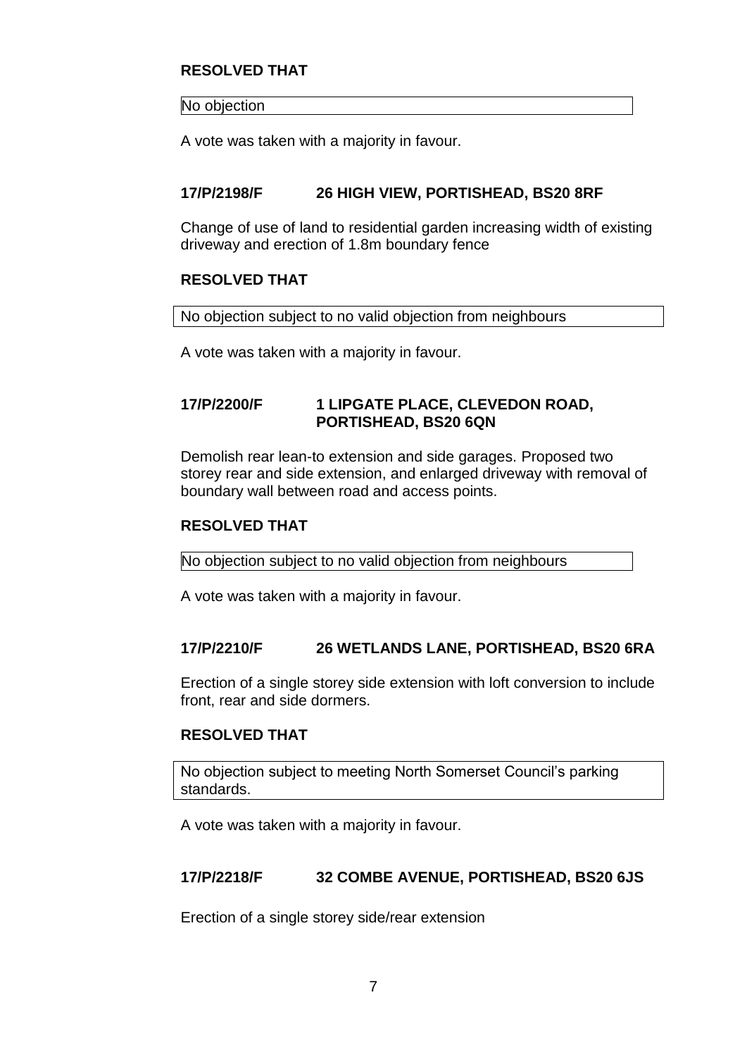**RESOLVED THAT**

No objection

A vote was taken with a majority in favour.

**17/P/2198/F 26 HIGH VIEW, PORTISHEAD, BS20 8RF**

Change of use of land to residential garden increasing width of existing driveway and erection of 1.8m boundary fence

**RESOLVED THAT**

No objection subject to no valid objection from neighbours

A vote was taken with a majority in favour.

**17/P/2200/F 1 LIPGATE PLACE, CLEVEDON ROAD, PORTISHEAD, BS20 6QN**

Demolish rear lean-to extension and side garages. Proposed two storey rear and side extension, and enlarged driveway with removal of boundary wall between road and access points.

**RESOLVED THAT**

No objection subject to no valid objection from neighbours

A vote was taken with a majority in favour.

**17/P/2210/F 26 WETLANDS LANE, PORTISHEAD, BS20 6RA**

Erection of a single storey side extension with loft conversion to include front, rear and side dormers.

**RESOLVED THAT**

No objection subject to meeting North Somerset Council's parking standards.

A vote was taken with a majority in favour.

**17/P/2218/F 32 COMBE AVENUE, PORTISHEAD, BS20 6JS**

Erection of a single storey side/rear extension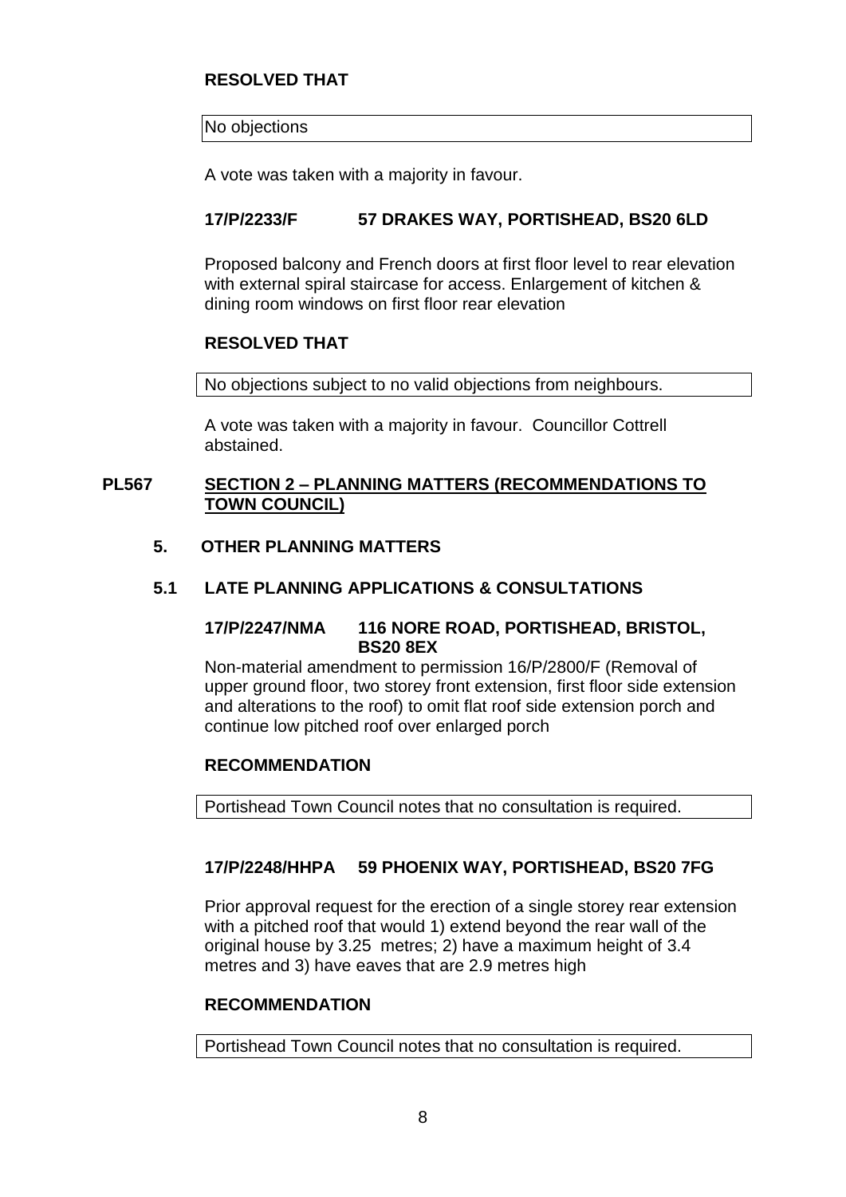**RESOLVED THAT**

No objections

A vote was taken with a majority in favour.

**17/P/2233/F 57 DRAKES WAY, PORTISHEAD, BS20 6LD**

Proposed balcony and French doors at first floor level to rear elevation with external spiral staircase for access. Enlargement of kitchen & dining room windows on first floor rear elevation

**RESOLVED THAT**

No objections subject to no valid objections from neighbours.

A vote was taken with a majority in favour. Councillor Cottrell abstained.

## PL567 SECTION 2 – PLANNING MATTERS (RECOMMENDATIONS TO TOWN COUNCIL)

### 5. OTHER PLANNING MATTERS

### 5.1 LATE PLANNING APPLICATIONS & CONSULTATIONS

**17/P/2247/NMA 116 NORE ROAD, PORTISHEAD, BRISTOL, BS20 8EX**

Non-material amendment to permission 16/P/2800/F (Removal of upper ground floor, two storey front extension, first floor side extension and alterations to the roof) to omit flat roof side extension porch and continue low pitched roof over enlarged porch

**RECOMMENDATION**

Portishead Town Council notes that no consultation is required.

**17/P/2248/HHPA 59 PHOENIX WAY, PORTISHEAD, BS20 7FG**

Prior approval request for the erection of a single storey rear extension with a pitched roof that would 1) extend beyond the rear wall of the original house by 3.25 metres; 2) have a maximum height of 3.4 metres and 3) have eaves that are 2.9 metres high

**RECOMMENDATION**

Portishead Town Council notes that no consultation is required.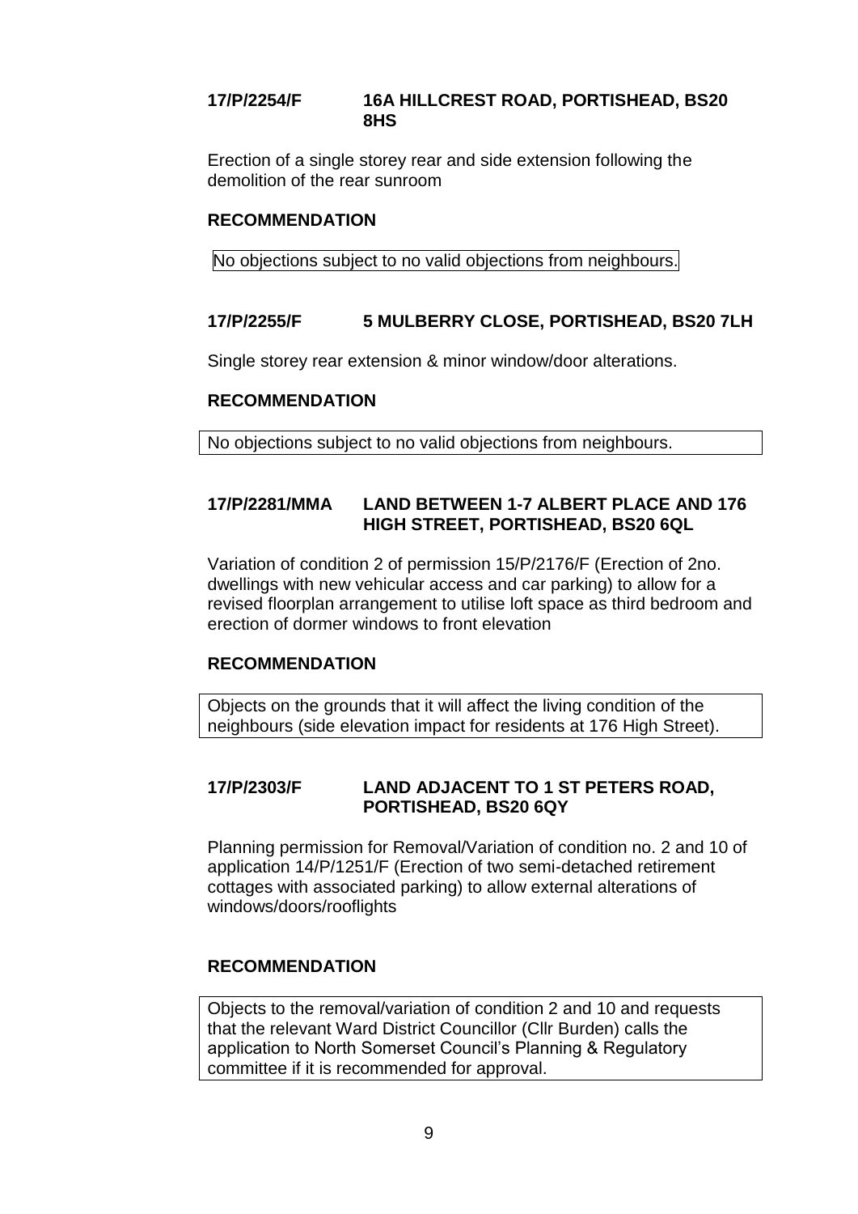**17/P/2254/F 16A HILLCREST ROAD, PORTISHEAD, BS20 8HS**

Erection of a single storey rear and side extension following the demolition of the rear sunroom

**RECOMMENDATION**

No objections subject to no valid objections from neighbours.

**17/P/2255/F 5 MULBERRY CLOSE, PORTISHEAD, BS20 7LH**

Single storey rear extension & minor window/door alterations.

**RECOMMENDATION**

No objections subject to no valid objections from neighbours.

**17/P/2281/MMA LAND BETWEEN 1-7 ALBERT PLACE AND 176 HIGH STREET, PORTISHEAD, BS20 6QL**

Variation of condition 2 of permission 15/P/2176/F (Erection of 2no. dwellings with new vehicular access and car parking) to allow for a revised floorplan arrangement to utilise loft space as third bedroom and erection of dormer windows to front elevation

**RECOMMENDATION**

Objects on the grounds that it will affect the living condition of the neighbours (side elevation impact for residents at 176 High Street).

**17/P/2303/F LAND ADJACENT TO 1 ST PETERS ROAD, PORTISHEAD, BS20 6QY**

Planning permission for Removal/Variation of condition no. 2 and 10 of application 14/P/1251/F (Erection of two semi-detached retirement cottages with associated parking) to allow external alterations of windows/doors/rooflights

**RECOMMENDATION**

Objects to the removal/variation of condition 2 and 10 and requests that the relevant Ward District Councillor (Cllr Burden) calls the application to North Somerset Council's Planning & Regulatory committee if it is recommended for approval.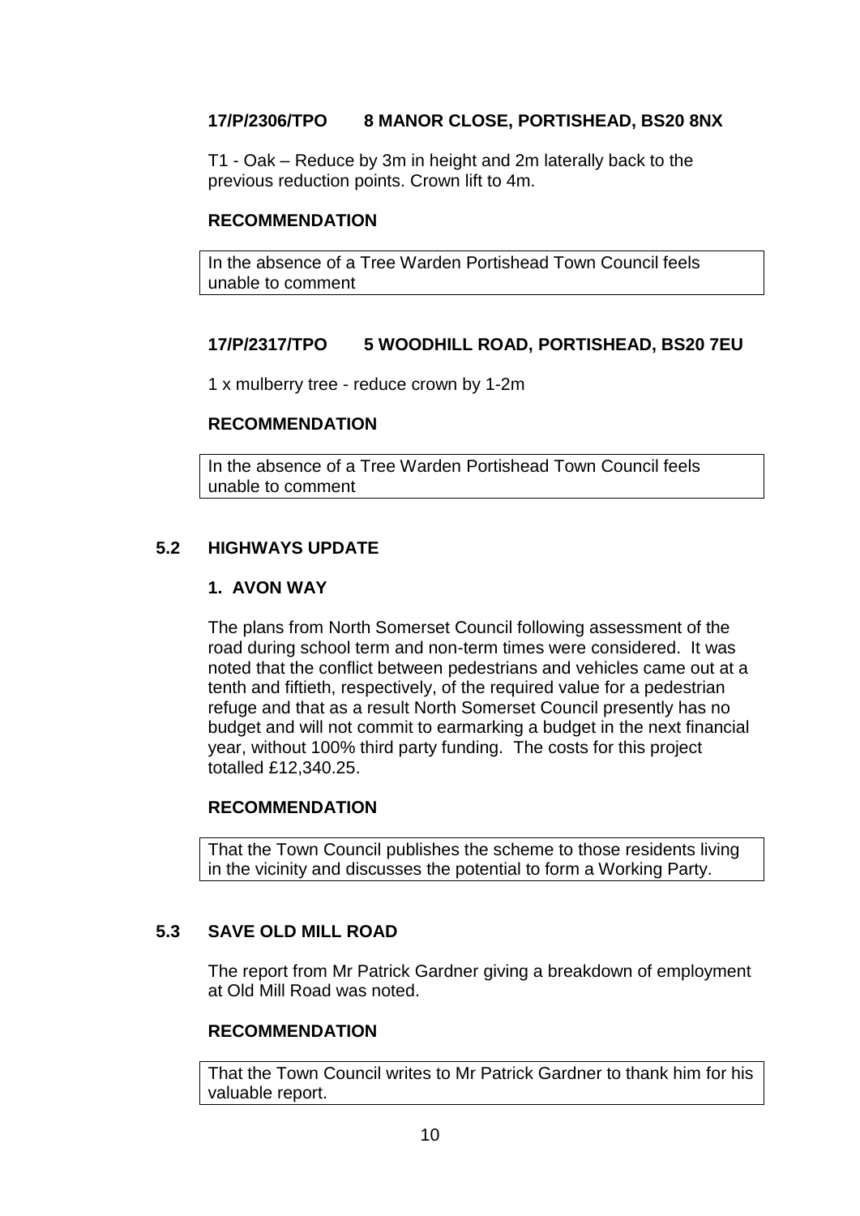**17/P/2306/TPO 8 MANOR CLOSE, PORTISHEAD, BS20 8NX**

T1 - Oak – Reduce by 3m in height and 2m laterally back to the previous reduction points. Crown lift to 4m.

**RECOMMENDATION**

In the absence of a Tree Warden Portishead Town Council feels unable to comment

**17/P/2317/TPO 5 WOODHILL ROAD, PORTISHEAD, BS20 7EU**

1 x mulberry tree - reduce crown by 1-2m

**RECOMMENDATION**

In the absence of a Tree Warden Portishead Town Council feels unable to comment

## 5.2 HIGHWAYS UPDATE

### 1. AVON WAY

The plans from North Somerset Council following assessment of the road during school term and non-term times were considered. It was noted that the conflict between pedestrians and vehicles came out at a tenth and fiftieth, respectively, of the required value for a pedestrian refuge and that as a result North Somerset Council presently has no budget and will not commit to earmarking a budget in the next financial year, without 100% third party funding. The costs for this project totalled £12,340.25.

**RECOMMENDATION**

That the Town Council publishes the scheme to those residents living in the vicinity and discusses the potential to form a Working Party.

## 5.3 SAVE OLD MILL ROAD

The report from Mr Patrick Gardner giving a breakdown of employment at Old Mill Road was noted.

**RECOMMENDATION**

That the Town Council writes to Mr Patrick Gardner to thank him for his valuable report.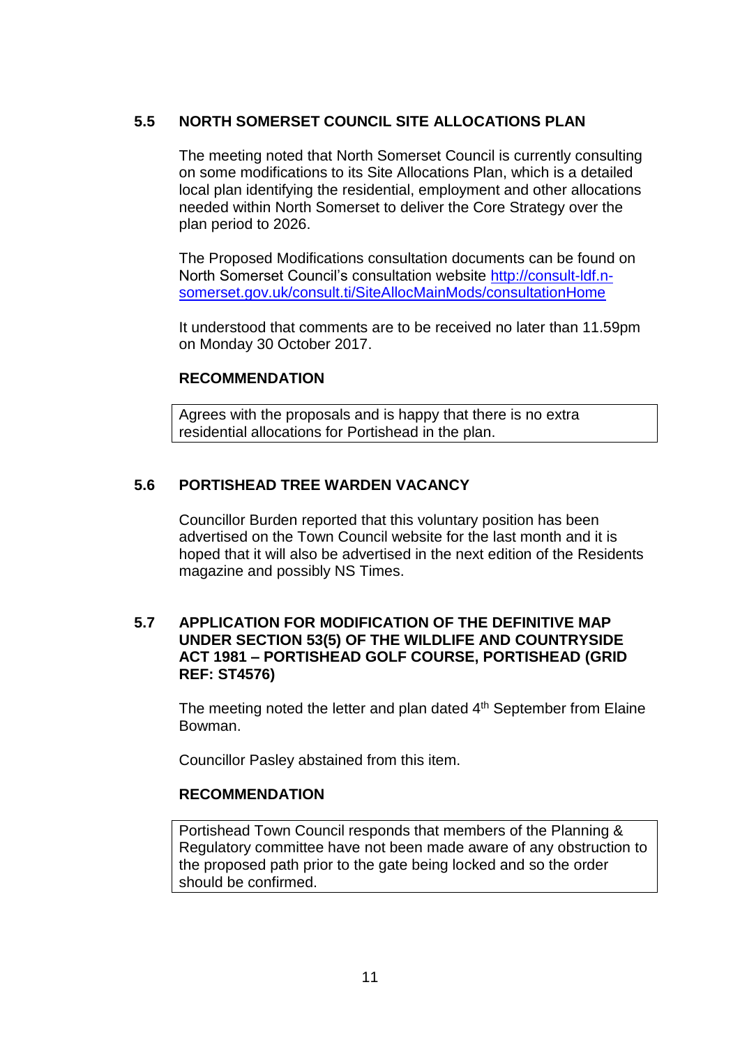## 5.5 NORTH SOMERSET COUNCIL SITE ALLOCATIONS PLAN

The meeting noted that North Somerset Council is currently consulting on some modifications to its Site Allocations Plan, which is a detailed local plan identifying the residential, employment and other allocations needed within North Somerset to deliver the Core Strategy over the plan period to 2026.

The Proposed Modifications consultation documents can be found on North Somerset Council's consultation website [http://consult-ldf.n-somerset.gov.uk/consult.ti/SiteAllocMainMods/consultationHome](http://consult-ldf.n-somerset.gov.uk/consult.ti/SiteAllocMainMods/consultationHome)

It understood that comments are to be received no later than 11.59pm on Monday 30 October 2017.

**RECOMMENDATION**

> Agrees with the proposals and is happy that there is no extra residential allocations for Portishead in the plan.

## 5.6 PORTISHEAD TREE WARDEN VACANCY

Councillor Burden reported that this voluntary position has been advertised on the Town Council website for the last month and it is hoped that it will also be advertised in the next edition of the Residents magazine and possibly NS Times.

## 5.7 APPLICATION FOR MODIFICATION OF THE DEFINITIVE MAP UNDER SECTION 53(5) OF THE WILDLIFE AND COUNTRYSIDE ACT 1981 – PORTISHEAD GOLF COURSE, PORTISHEAD (GRID REF: ST4576)

The meeting noted the letter and plan dated 4th September from Elaine Bowman.

Councillor Pasley abstained from this item.

**RECOMMENDATION**

> Portishead Town Council responds that members of the Planning & Regulatory committee have not been made aware of any obstruction to the proposed path prior to the gate being locked and so the order should be confirmed.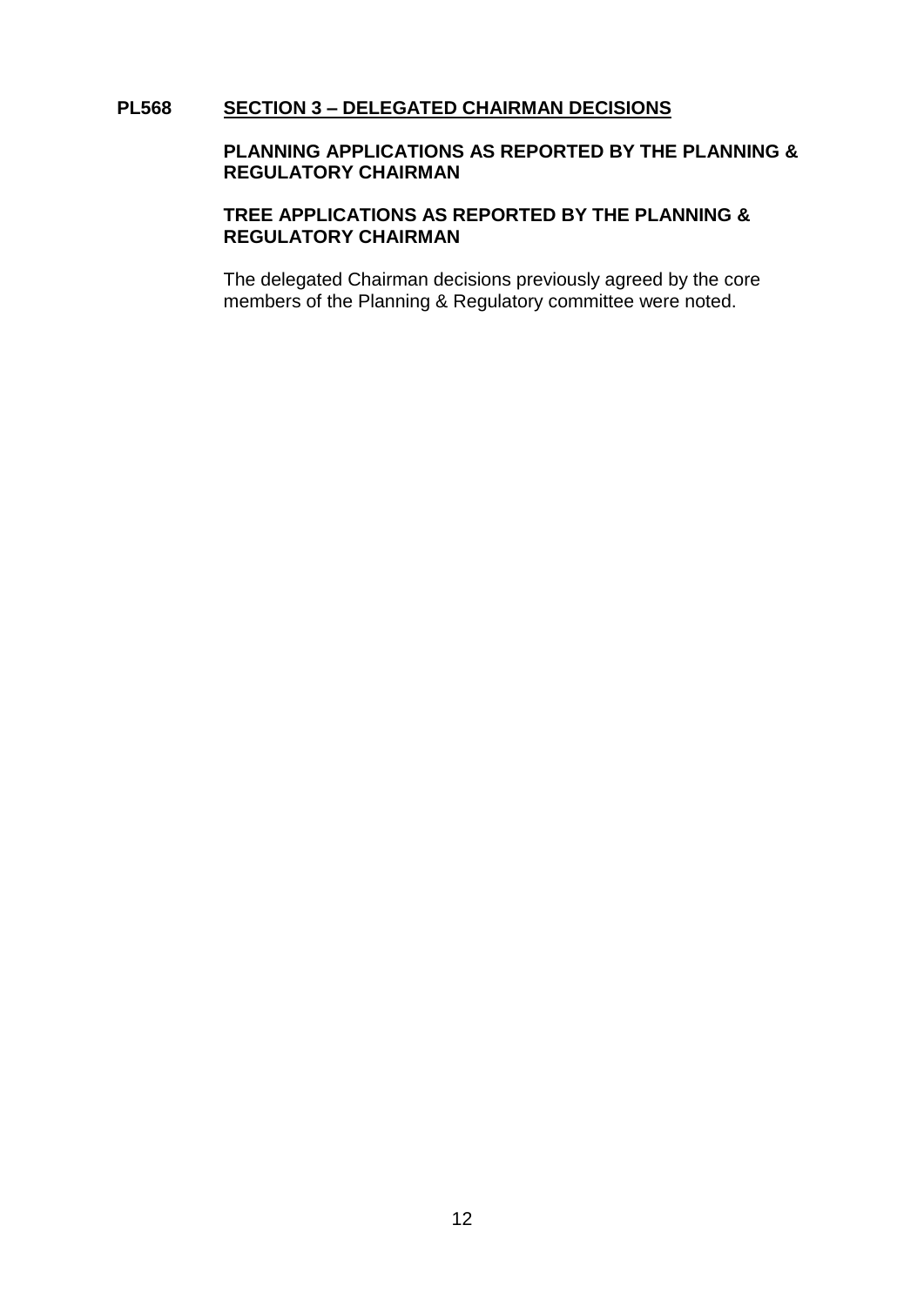**PL568 <u>SECTION 3 – DELEGATED CHAIRMAN DECISIONS</u>**

**PLANNING APPLICATIONS AS REPORTED BY THE PLANNING & REGULATORY CHAIRMAN**

**TREE APPLICATIONS AS REPORTED BY THE PLANNING & REGULATORY CHAIRMAN**

The delegated Chairman decisions previously agreed by the core members of the Planning & Regulatory committee were noted.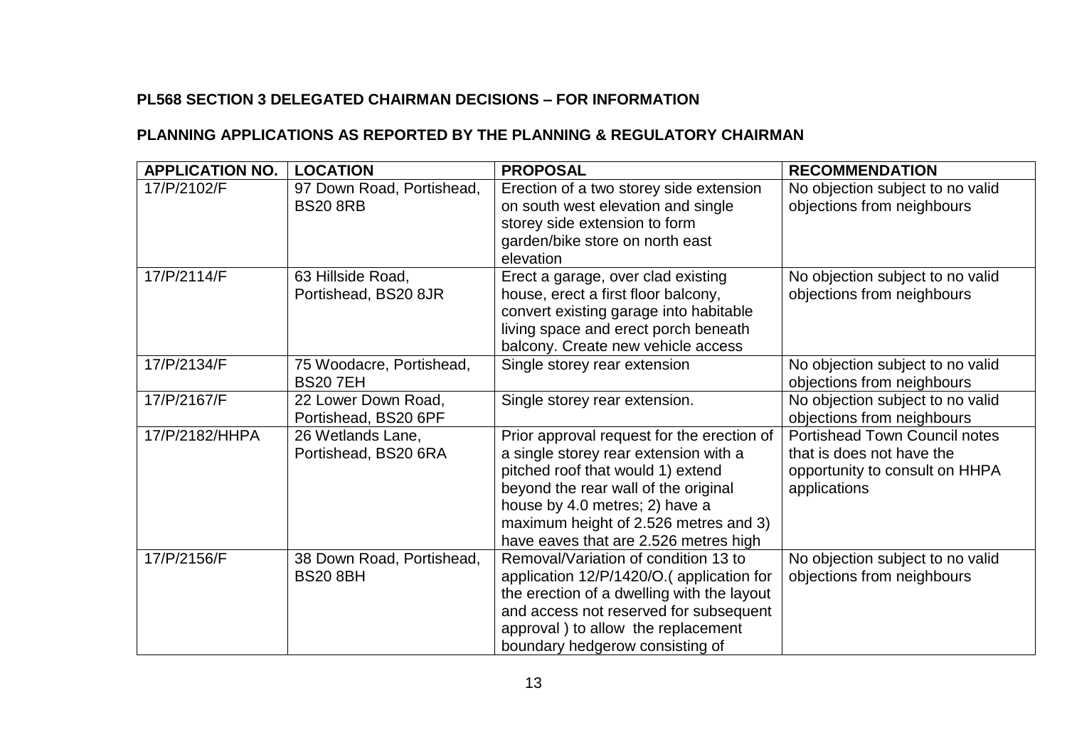**PL568 SECTION 3 DELEGATED CHAIRMAN DECISIONS – FOR INFORMATION**

**PLANNING APPLICATIONS AS REPORTED BY THE PLANNING & REGULATORY CHAIRMAN**

| APPLICATION NO. | LOCATION | PROPOSAL | RECOMMENDATION |
|---|---|---|---|
| 17/P/2102/F | 97 Down Road, Portishead, BS20 8RB | Erection of a two storey side extension on south west elevation and single storey side extension to form garden/bike store on north east elevation | No objection subject to no valid objections from neighbours |
| 17/P/2114/F | 63 Hillside Road, Portishead, BS20 8JR | Erect a garage, over clad existing house, erect a first floor balcony, convert existing garage into habitable living space and erect porch beneath balcony. Create new vehicle access | No objection subject to no valid objections from neighbours |
| 17/P/2134/F | 75 Woodacre, Portishead, BS20 7EH | Single storey rear extension | No objection subject to no valid objections from neighbours |
| 17/P/2167/F | 22 Lower Down Road, Portishead, BS20 6PF | Single storey rear extension. | No objection subject to no valid objections from neighbours |
| 17/P/2182/HHPA | 26 Wetlands Lane, Portishead, BS20 6RA | Prior approval request for the erection of a single storey rear extension with a pitched roof that would 1) extend beyond the rear wall of the original house by 4.0 metres; 2) have a maximum height of 2.526 metres and 3) have eaves that are 2.526 metres high | Portishead Town Council notes that is does not have the opportunity to consult on HHPA applications |
| 17/P/2156/F | 38 Down Road, Portishead, BS20 8BH | Removal/Variation of condition 13 to application 12/P/1420/O.( application for the erection of a dwelling with the layout and access not reserved for subsequent approval ) to allow the replacement boundary hedgerow consisting of | No objection subject to no valid objections from neighbours |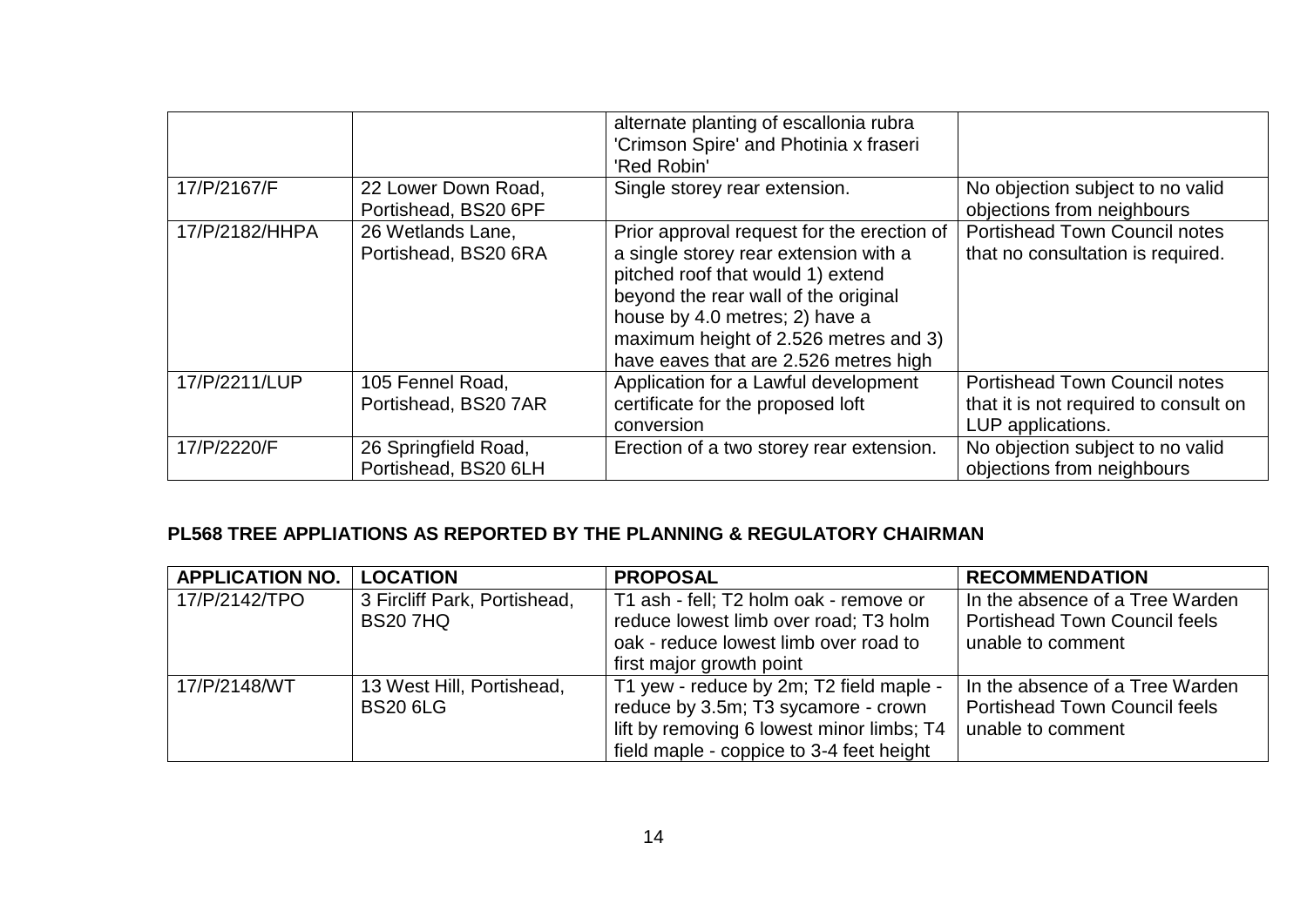| | | alternate planting of escallonia rubra 'Crimson Spire' and Photinia x fraseri 'Red Robin' | |
|---|---|---|---|
| 17/P/2167/F | 22 Lower Down Road, Portishead, BS20 6PF | Single storey rear extension. | No objection subject to no valid objections from neighbours |
| 17/P/2182/HHPA | 26 Wetlands Lane, Portishead, BS20 6RA | Prior approval request for the erection of a single storey rear extension with a pitched roof that would 1) extend beyond the rear wall of the original house by 4.0 metres; 2) have a maximum height of 2.526 metres and 3) have eaves that are 2.526 metres high | Portishead Town Council notes that no consultation is required. |
| 17/P/2211/LUP | 105 Fennel Road, Portishead, BS20 7AR | Application for a Lawful development certificate for the proposed loft conversion | Portishead Town Council notes that it is not required to consult on LUP applications. |
| 17/P/2220/F | 26 Springfield Road, Portishead, BS20 6LH | Erection of a two storey rear extension. | No objection subject to no valid objections from neighbours |

**PL568 TREE APPLIATIONS AS REPORTED BY THE PLANNING & REGULATORY CHAIRMAN**

| APPLICATION NO. | LOCATION | PROPOSAL | RECOMMENDATION |
|---|---|---|---|
| 17/P/2142/TPO | 3 Fircliff Park, Portishead, BS20 7HQ | T1 ash - fell; T2 holm oak - remove or reduce lowest limb over road; T3 holm oak - reduce lowest limb over road to first major growth point | In the absence of a Tree Warden Portishead Town Council feels unable to comment |
| 17/P/2148/WT | 13 West Hill, Portishead, BS20 6LG | T1 yew - reduce by 2m; T2 field maple - reduce by 3.5m; T3 sycamore - crown lift by removing 6 lowest minor limbs; T4 field maple - coppice to 3-4 feet height | In the absence of a Tree Warden Portishead Town Council feels unable to comment |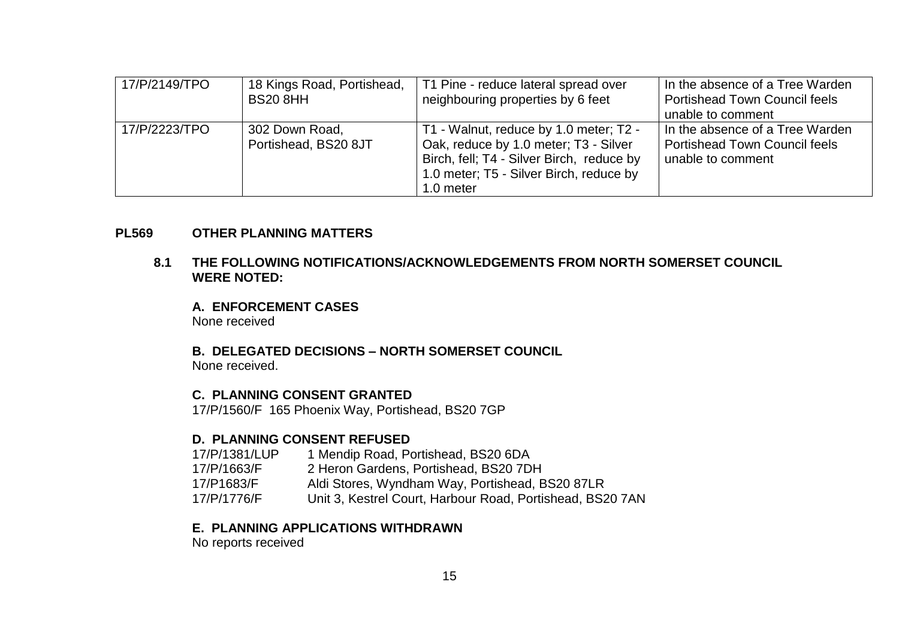| | | | |
|---|---|---|---|
| 17/P/2149/TPO | 18 Kings Road, Portishead, BS20 8HH | T1 Pine - reduce lateral spread over neighbouring properties by 6 feet | In the absence of a Tree Warden Portishead Town Council feels unable to comment |
| 17/P/2223/TPO | 302 Down Road, Portishead, BS20 8JT | T1 - Walnut, reduce by 1.0 meter; T2 - Oak, reduce by 1.0 meter; T3 - Silver Birch, fell; T4 - Silver Birch, reduce by 1.0 meter; T5 - Silver Birch, reduce by 1.0 meter | In the absence of a Tree Warden Portishead Town Council feels unable to comment |

**PL569 OTHER PLANNING MATTERS**

**8.1 THE FOLLOWING NOTIFICATIONS/ACKNOWLEDGEMENTS FROM NORTH SOMERSET COUNCIL WERE NOTED:**

**A. ENFORCEMENT CASES**
None received

**B. DELEGATED DECISIONS – NORTH SOMERSET COUNCIL**
None received.

**C. PLANNING CONSENT GRANTED**
17/P/1560/F 165 Phoenix Way, Portishead, BS20 7GP

**D. PLANNING CONSENT REFUSED**
17/P/1381/LUP 1 Mendip Road, Portishead, BS20 6DA
17/P/1663/F 2 Heron Gardens, Portishead, BS20 7DH
17/P1683/F Aldi Stores, Wyndham Way, Portishead, BS20 87LR
17/P/1776/F Unit 3, Kestrel Court, Harbour Road, Portishead, BS20 7AN

**E. PLANNING APPLICATIONS WITHDRAWN**
No reports received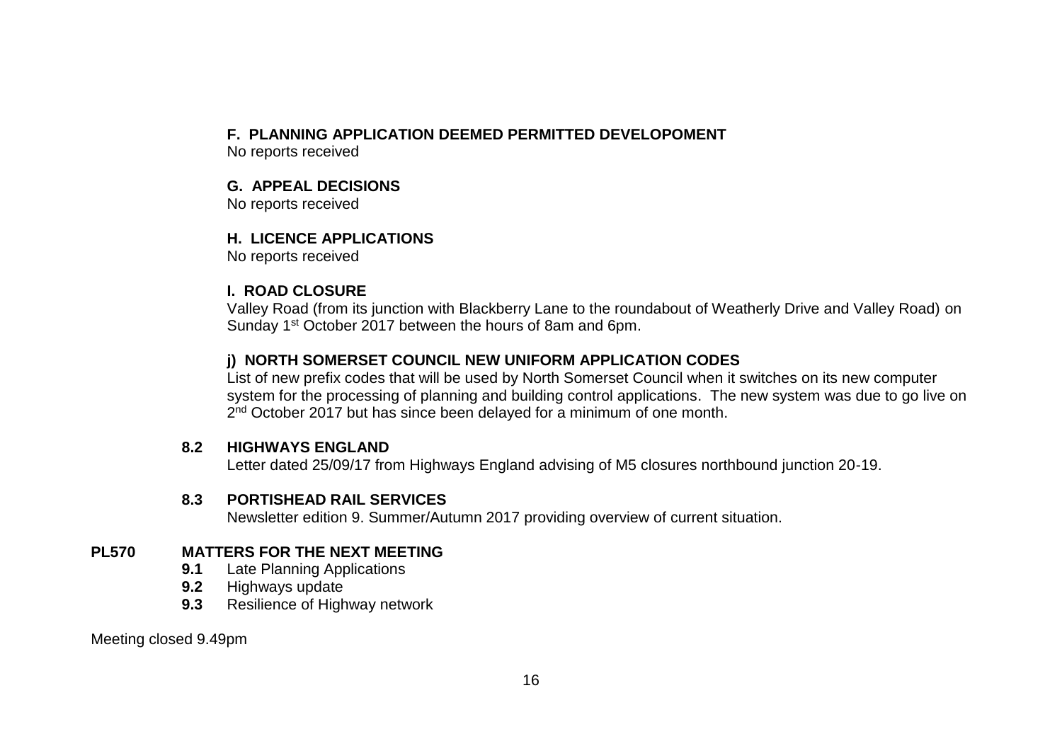**F. PLANNING APPLICATION DEEMED PERMITTED DEVELOPOMENT**
No reports received

**G. APPEAL DECISIONS**
No reports received

**H. LICENCE APPLICATIONS**
No reports received

**I. ROAD CLOSURE**
Valley Road (from its junction with Blackberry Lane to the roundabout of Weatherly Drive and Valley Road) on Sunday 1st October 2017 between the hours of 8am and 6pm.

**j) NORTH SOMERSET COUNCIL NEW UNIFORM APPLICATION CODES**
List of new prefix codes that will be used by North Somerset Council when it switches on its new computer system for the processing of planning and building control applications. The new system was due to go live on 2nd October 2017 but has since been delayed for a minimum of one month.

**8.2 HIGHWAYS ENGLAND**
Letter dated 25/09/17 from Highways England advising of M5 closures northbound junction 20-19.

**8.3 PORTISHEAD RAIL SERVICES**
Newsletter edition 9. Summer/Autumn 2017 providing overview of current situation.

**PL570 MATTERS FOR THE NEXT MEETING**

- **9.1** Late Planning Applications
- **9.2** Highways update
- **9.3** Resilience of Highway network

Meeting closed 9.49pm